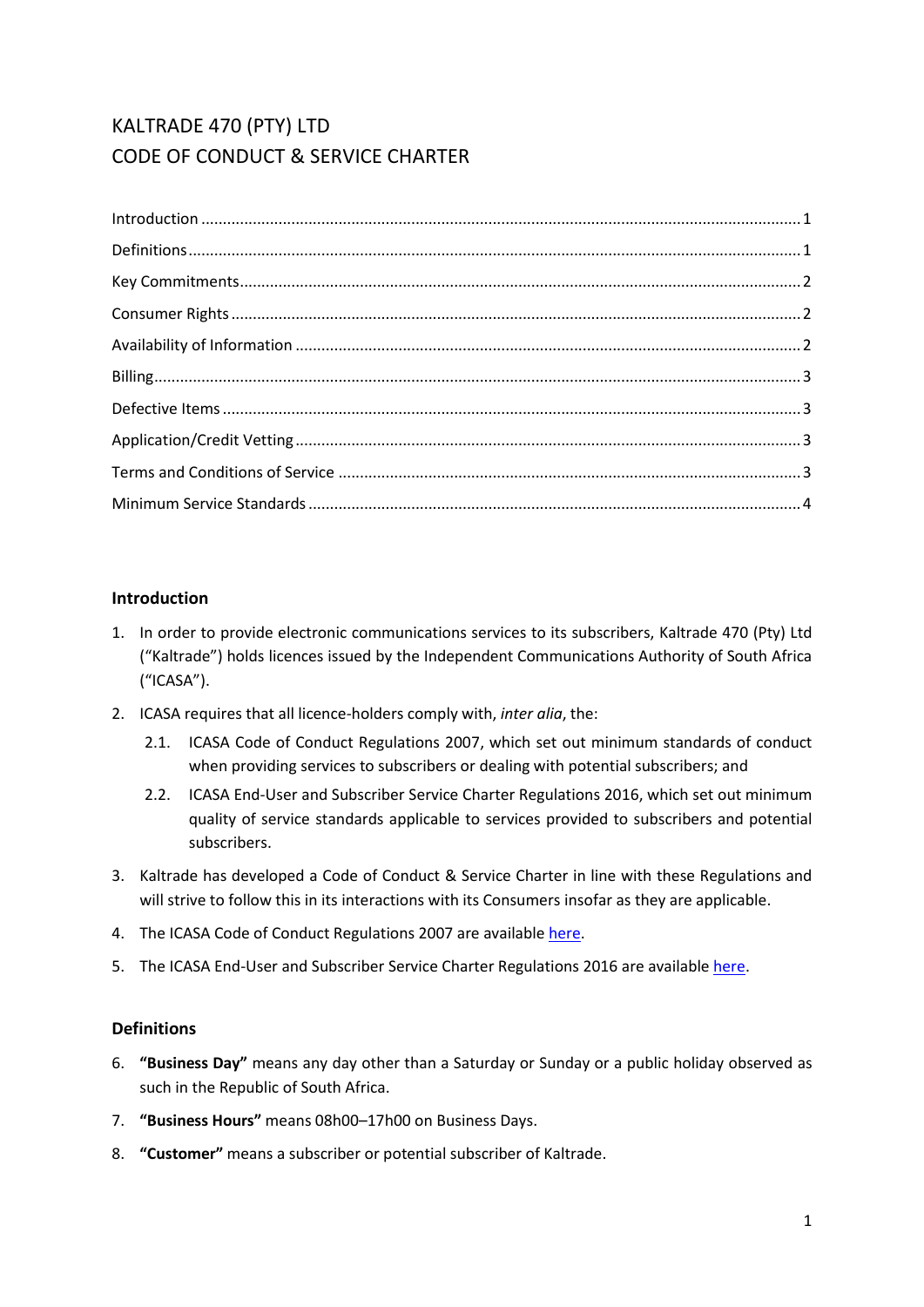# KALTRADE 470 (PTY) LTD
# CODE OF CONDUCT & SERVICE CHARTER

Introduction ........................................................................................................................ 1

Definitions ........................................................................................................................... 1

Key Commitments ................................................................................................................ 2

Consumer Rights .................................................................................................................. 2

Availability of Information .................................................................................................... 2

Billing ................................................................................................................................... 3

Defective Items .................................................................................................................... 3

Application/Credit Vetting .................................................................................................... 3

Terms and Conditions of Service .......................................................................................... 3

Minimum Service Standards ................................................................................................. 4

## Introduction

1. In order to provide electronic communications services to its subscribers, Kaltrade 470 (Pty) Ltd ("Kaltrade") holds licences issued by the Independent Communications Authority of South Africa ("ICASA").

2. ICASA requires that all licence-holders comply with, *inter alia*, the:

    2.1. ICASA Code of Conduct Regulations 2007, which set out minimum standards of conduct when providing services to subscribers or dealing with potential subscribers; and

    2.2. ICASA End-User and Subscriber Service Charter Regulations 2016, which set out minimum quality of service standards applicable to services provided to subscribers and potential subscribers.

3. Kaltrade has developed a Code of Conduct & Service Charter in line with these Regulations and will strive to follow this in its interactions with its Consumers insofar as they are applicable.

4. The ICASA Code of Conduct Regulations 2007 are available here.

5. The ICASA End-User and Subscriber Service Charter Regulations 2016 are available here.

## Definitions

6. **"Business Day"** means any day other than a Saturday or Sunday or a public holiday observed as such in the Republic of South Africa.

7. **"Business Hours"** means 08h00–17h00 on Business Days.

8. **"Customer"** means a subscriber or potential subscriber of Kaltrade.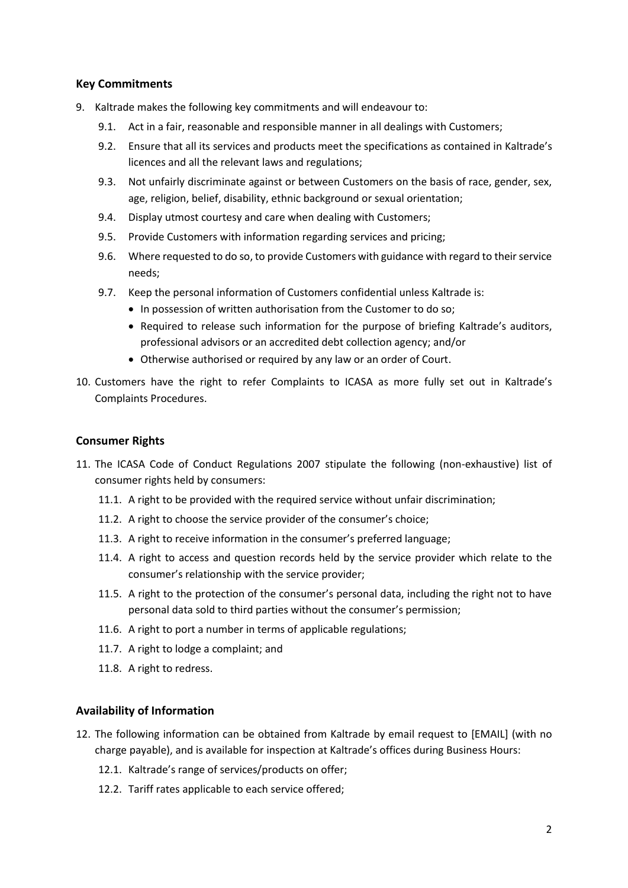## Key Commitments

9. Kaltrade makes the following key commitments and will endeavour to:
   - 9.1. Act in a fair, reasonable and responsible manner in all dealings with Customers;
   - 9.2. Ensure that all its services and products meet the specifications as contained in Kaltrade's licences and all the relevant laws and regulations;
   - 9.3. Not unfairly discriminate against or between Customers on the basis of race, gender, sex, age, religion, belief, disability, ethnic background or sexual orientation;
   - 9.4. Display utmost courtesy and care when dealing with Customers;
   - 9.5. Provide Customers with information regarding services and pricing;
   - 9.6. Where requested to do so, to provide Customers with guidance with regard to their service needs;
   - 9.7. Keep the personal information of Customers confidential unless Kaltrade is:
     - In possession of written authorisation from the Customer to do so;
     - Required to release such information for the purpose of briefing Kaltrade's auditors, professional advisors or an accredited debt collection agency; and/or
     - Otherwise authorised or required by any law or an order of Court.
10. Customers have the right to refer Complaints to ICASA as more fully set out in Kaltrade's Complaints Procedures.

## Consumer Rights

11. The ICASA Code of Conduct Regulations 2007 stipulate the following (non-exhaustive) list of consumer rights held by consumers:
    - 11.1. A right to be provided with the required service without unfair discrimination;
    - 11.2. A right to choose the service provider of the consumer's choice;
    - 11.3. A right to receive information in the consumer's preferred language;
    - 11.4. A right to access and question records held by the service provider which relate to the consumer's relationship with the service provider;
    - 11.5. A right to the protection of the consumer's personal data, including the right not to have personal data sold to third parties without the consumer's permission;
    - 11.6. A right to port a number in terms of applicable regulations;
    - 11.7. A right to lodge a complaint; and
    - 11.8. A right to redress.

## Availability of Information

12. The following information can be obtained from Kaltrade by email request to [EMAIL] (with no charge payable), and is available for inspection at Kaltrade's offices during Business Hours:
    - 12.1. Kaltrade's range of services/products on offer;
    - 12.2. Tariff rates applicable to each service offered;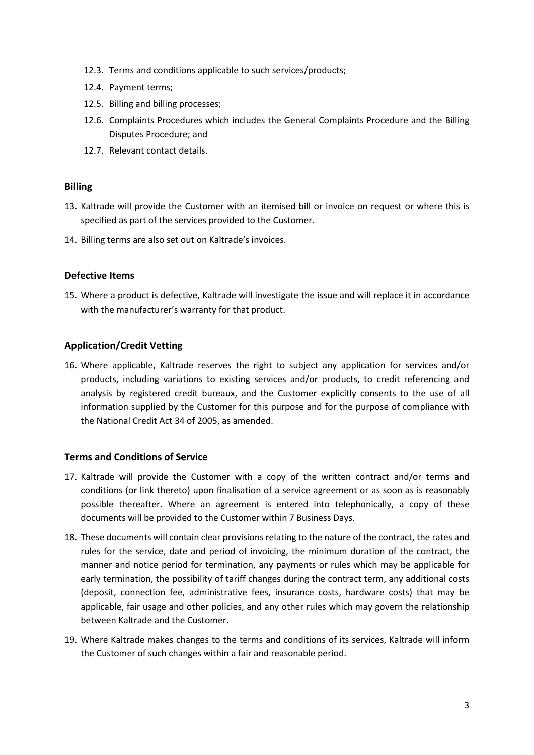12.3. Terms and conditions applicable to such services/products;

12.4. Payment terms;

12.5. Billing and billing processes;

12.6. Complaints Procedures which includes the General Complaints Procedure and the Billing Disputes Procedure; and

12.7. Relevant contact details.

### Billing

13. Kaltrade will provide the Customer with an itemised bill or invoice on request or where this is specified as part of the services provided to the Customer.
14. Billing terms are also set out on Kaltrade's invoices.

### Defective Items

15. Where a product is defective, Kaltrade will investigate the issue and will replace it in accordance with the manufacturer's warranty for that product.

### Application/Credit Vetting

16. Where applicable, Kaltrade reserves the right to subject any application for services and/or products, including variations to existing services and/or products, to credit referencing and analysis by registered credit bureaux, and the Customer explicitly consents to the use of all information supplied by the Customer for this purpose and for the purpose of compliance with the National Credit Act 34 of 2005, as amended.

### Terms and Conditions of Service

17. Kaltrade will provide the Customer with a copy of the written contract and/or terms and conditions (or link thereto) upon finalisation of a service agreement or as soon as is reasonably possible thereafter. Where an agreement is entered into telephonically, a copy of these documents will be provided to the Customer within 7 Business Days.
18. These documents will contain clear provisions relating to the nature of the contract, the rates and rules for the service, date and period of invoicing, the minimum duration of the contract, the manner and notice period for termination, any payments or rules which may be applicable for early termination, the possibility of tariff changes during the contract term, any additional costs (deposit, connection fee, administrative fees, insurance costs, hardware costs) that may be applicable, fair usage and other policies, and any other rules which may govern the relationship between Kaltrade and the Customer.
19. Where Kaltrade makes changes to the terms and conditions of its services, Kaltrade will inform the Customer of such changes within a fair and reasonable period.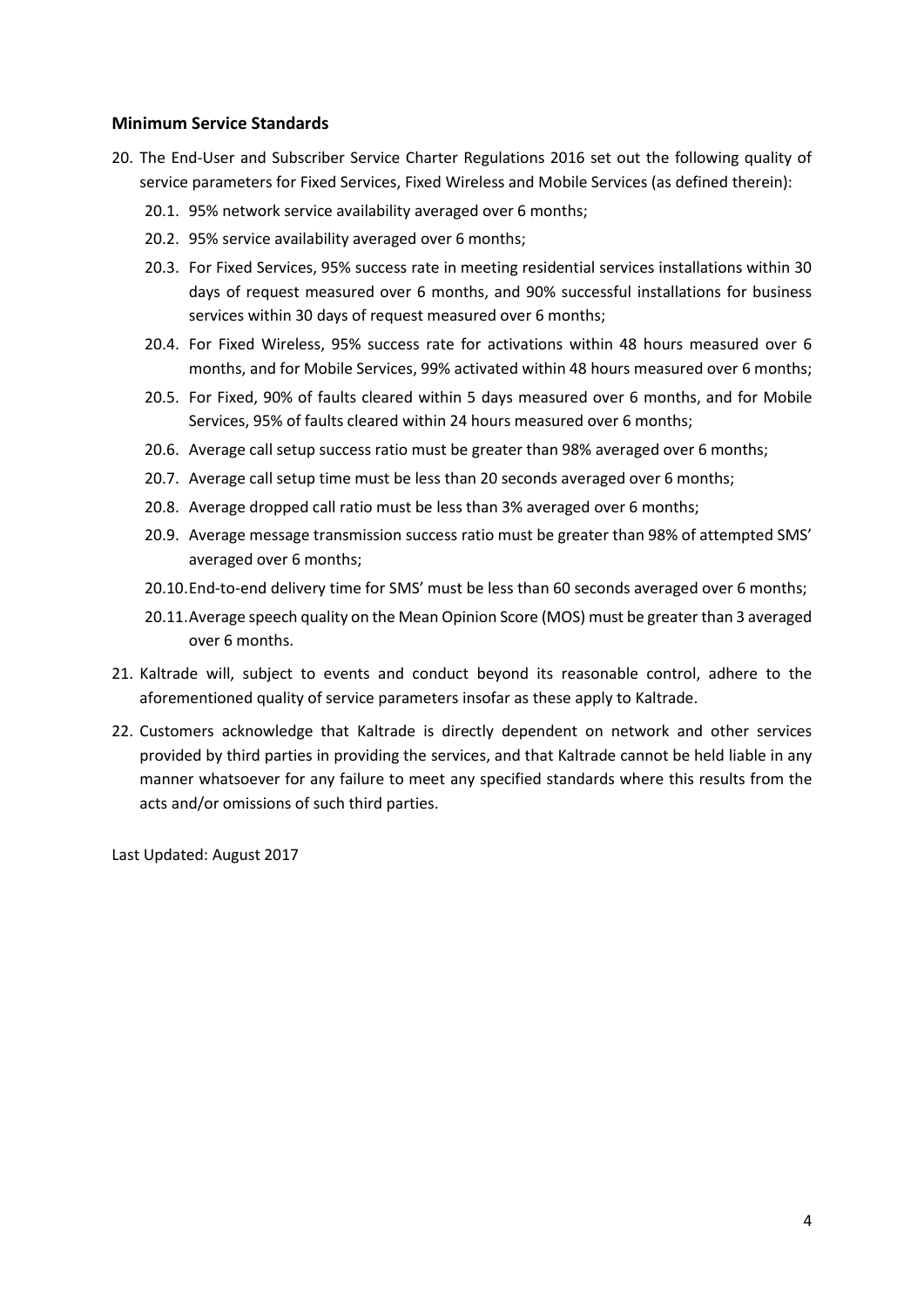## Minimum Service Standards

20. The End-User and Subscriber Service Charter Regulations 2016 set out the following quality of service parameters for Fixed Services, Fixed Wireless and Mobile Services (as defined therein):
    - 20.1. 95% network service availability averaged over 6 months;
    - 20.2. 95% service availability averaged over 6 months;
    - 20.3. For Fixed Services, 95% success rate in meeting residential services installations within 30 days of request measured over 6 months, and 90% successful installations for business services within 30 days of request measured over 6 months;
    - 20.4. For Fixed Wireless, 95% success rate for activations within 48 hours measured over 6 months, and for Mobile Services, 99% activated within 48 hours measured over 6 months;
    - 20.5. For Fixed, 90% of faults cleared within 5 days measured over 6 months, and for Mobile Services, 95% of faults cleared within 24 hours measured over 6 months;
    - 20.6. Average call setup success ratio must be greater than 98% averaged over 6 months;
    - 20.7. Average call setup time must be less than 20 seconds averaged over 6 months;
    - 20.8. Average dropped call ratio must be less than 3% averaged over 6 months;
    - 20.9. Average message transmission success ratio must be greater than 98% of attempted SMS' averaged over 6 months;
    - 20.10. End-to-end delivery time for SMS' must be less than 60 seconds averaged over 6 months;
    - 20.11. Average speech quality on the Mean Opinion Score (MOS) must be greater than 3 averaged over 6 months.
21. Kaltrade will, subject to events and conduct beyond its reasonable control, adhere to the aforementioned quality of service parameters insofar as these apply to Kaltrade.
22. Customers acknowledge that Kaltrade is directly dependent on network and other services provided by third parties in providing the services, and that Kaltrade cannot be held liable in any manner whatsoever for any failure to meet any specified standards where this results from the acts and/or omissions of such third parties.

Last Updated: August 2017